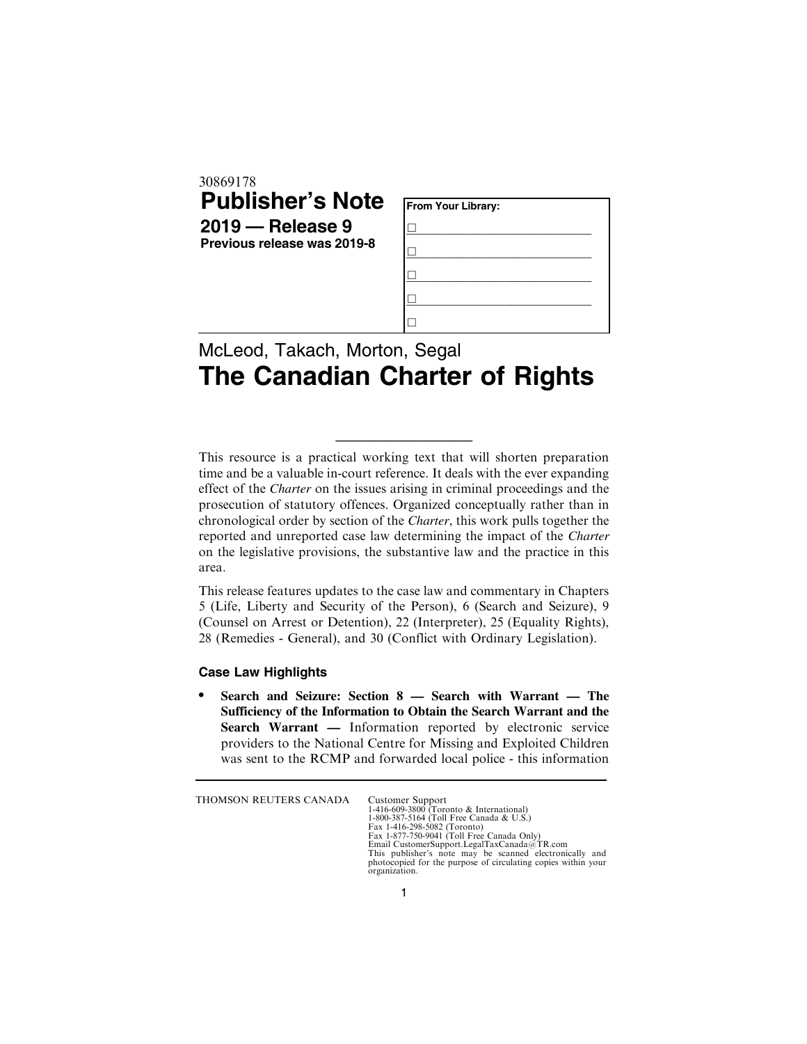30869178

# Publisher's Note

**2019 — Release 9**

**Previous release was 2019-8**

| From Your Library: |
|---|
| ☐ ____________________ |
| ☐ ____________________ |
| ☐ ____________________ |
| ☐ ____________________ |
| ☐ |

McLeod, Takach, Morton, Segal

# The Canadian Charter of Rights

---

This resource is a practical working text that will shorten preparation time and be a valuable in-court reference. It deals with the ever expanding effect of the *Charter* on the issues arising in criminal proceedings and the prosecution of statutory offences. Organized conceptually rather than in chronological order by section of the *Charter*, this work pulls together the reported and unreported case law determining the impact of the *Charter* on the legislative provisions, the substantive law and the practice in this area.

This release features updates to the case law and commentary in Chapters 5 (Life, Liberty and Security of the Person), 6 (Search and Seizure), 9 (Counsel on Arrest or Detention), 22 (Interpreter), 25 (Equality Rights), 28 (Remedies - General), and 30 (Conflict with Ordinary Legislation).

### Case Law Highlights

- **Search and Seizure: Section 8 — Search with Warrant — The Sufficiency of the Information to Obtain the Search Warrant and the Search Warrant —** Information reported by electronic service providers to the National Centre for Missing and Exploited Children was sent to the RCMP and forwarded local police - this information

---

THOMSON REUTERS CANADA

Customer Support
1-416-609-3800 (Toronto & International)
1-800-387-5164 (Toll Free Canada & U.S.)
Fax 1-416-298-5082 (Toronto)
Fax 1-877-750-9041 (Toll Free Canada Only)
Email CustomerSupport.LegalTaxCanada@TR.com
This publisher's note may be scanned electronically and photocopied for the purpose of circulating copies within your organization.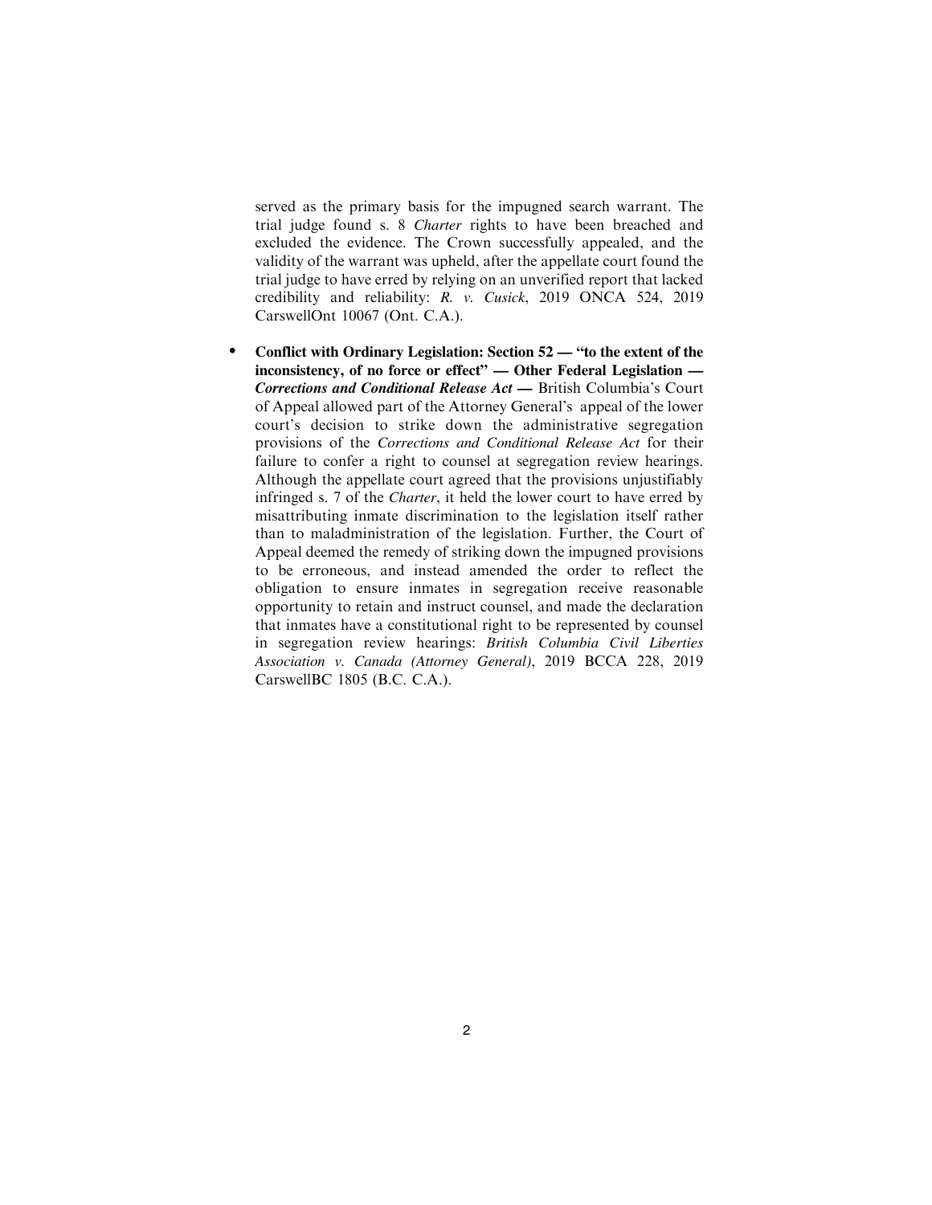served as the primary basis for the impugned search warrant. The trial judge found s. 8 *Charter* rights to have been breached and excluded the evidence. The Crown successfully appealed, and the validity of the warrant was upheld, after the appellate court found the trial judge to have erred by relying on an unverified report that lacked credibility and reliability: *R. v. Cusick*, 2019 ONCA 524, 2019 CarswellOnt 10067 (Ont. C.A.).

- **Conflict with Ordinary Legislation: Section 52 — "to the extent of the inconsistency, of no force or effect" — Other Federal Legislation — *Corrections and Conditional Release Act* —** British Columbia's Court of Appeal allowed part of the Attorney General's appeal of the lower court's decision to strike down the administrative segregation provisions of the *Corrections and Conditional Release Act* for their failure to confer a right to counsel at segregation review hearings. Although the appellate court agreed that the provisions unjustifiably infringed s. 7 of the *Charter*, it held the lower court to have erred by misattributing inmate discrimination to the legislation itself rather than to maladministration of the legislation. Further, the Court of Appeal deemed the remedy of striking down the impugned provisions to be erroneous, and instead amended the order to reflect the obligation to ensure inmates in segregation receive reasonable opportunity to retain and instruct counsel, and made the declaration that inmates have a constitutional right to be represented by counsel in segregation review hearings: *British Columbia Civil Liberties Association v. Canada (Attorney General)*, 2019 BCCA 228, 2019 CarswellBC 1805 (B.C. C.A.).